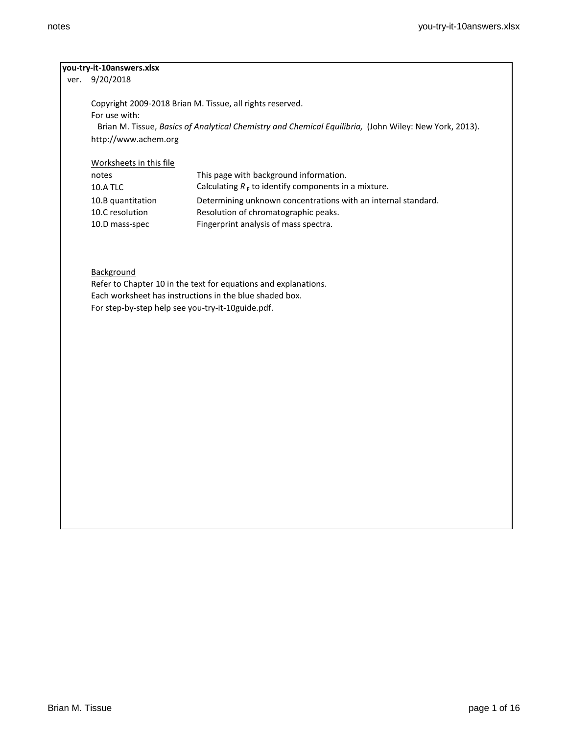**you-try-it-10answers.xlsx**

ver. 9/20/2018

Copyright 2009-2018 Brian M. Tissue, all rights reserved.

For use with:

Brian M. Tissue, *Basics of Analytical Chemistry and Chemical Equilibria,* (John Wiley: New York, 2013).

http://www.achem.org

Worksheets in this file

| | |
|---|---|
| notes | This page with background information. |
| 10.A TLC | Calculating $R_F$ to identify components in a mixture. |
| 10.B quantitation | Determining unknown concentrations with an internal standard. |
| 10.C resolution | Resolution of chromatographic peaks. |
| 10.D mass-spec | Fingerprint analysis of mass spectra. |

Background

Refer to Chapter 10 in the text for equations and explanations.

Each worksheet has instructions in the blue shaded box.

For step-by-step help see you-try-it-10guide.pdf.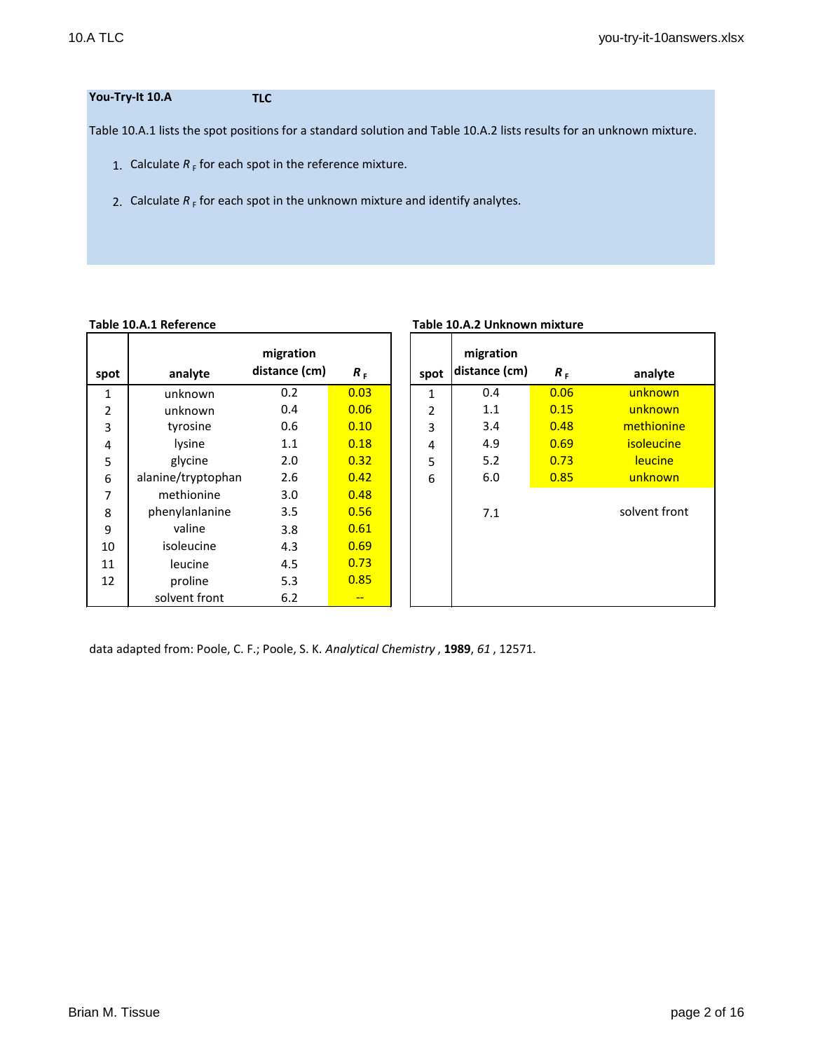**You-Try-It 10.A** **TLC**

Table 10.A.1 lists the spot positions for a standard solution and Table 10.A.2 lists results for an unknown mixture.

1. Calculate $R_F$ for each spot in the reference mixture.
2. Calculate $R_F$ for each spot in the unknown mixture and identify analytes.

**Table 10.A.1 Reference**

| spot | analyte | migration distance (cm) | $R_F$ |
|---|---|---|---|
| 1 | unknown | 0.2 | 0.03 |
| 2 | unknown | 0.4 | 0.06 |
| 3 | tyrosine | 0.6 | 0.10 |
| 4 | lysine | 1.1 | 0.18 |
| 5 | glycine | 2.0 | 0.32 |
| 6 | alanine/tryptophan | 2.6 | 0.42 |
| 7 | methionine | 3.0 | 0.48 |
| 8 | phenylanlanine | 3.5 | 0.56 |
| 9 | valine | 3.8 | 0.61 |
| 10 | isoleucine | 4.3 | 0.69 |
| 11 | leucine | 4.5 | 0.73 |
| 12 | proline | 5.3 | 0.85 |
| | solvent front | 6.2 | -- |

**Table 10.A.2 Unknown mixture**

| spot | migration distance (cm) | $R_F$ | analyte |
|---|---|---|---|
| 1 | 0.4 | 0.06 | unknown |
| 2 | 1.1 | 0.15 | unknown |
| 3 | 3.4 | 0.48 | methionine |
| 4 | 4.9 | 0.69 | isoleucine |
| 5 | 5.2 | 0.73 | leucine |
| 6 | 6.0 | 0.85 | unknown |
| | 7.1 | | solvent front |

data adapted from: Poole, C. F.; Poole, S. K. *Analytical Chemistry*, **1989**, *61*, 12571.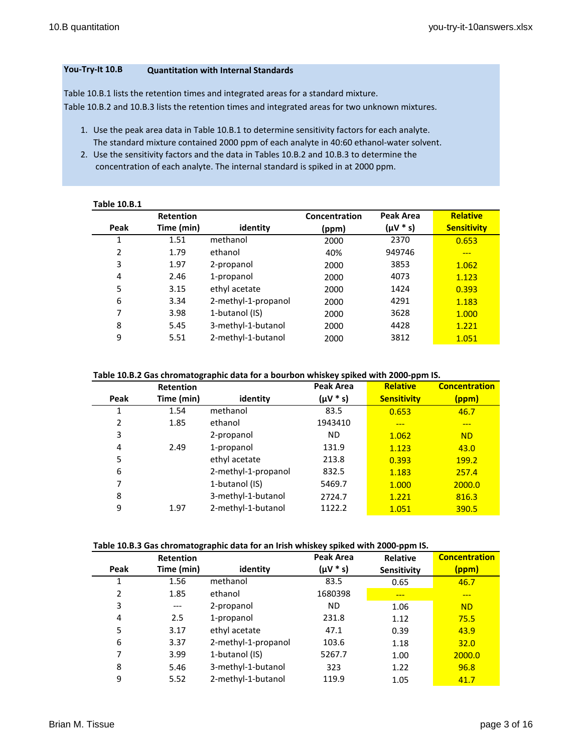**You-Try-It 10.B** **Quantitation with Internal Standards**

Table 10.B.1 lists the retention times and integrated areas for a standard mixture.
Table 10.B.2 and 10.B.3 lists the retention times and integrated areas for two unknown mixtures.

1. Use the peak area data in Table 10.B.1 to determine sensitivity factors for each analyte. The standard mixture contained 2000 ppm of each analyte in 40:60 ethanol-water solvent.
2. Use the sensitivity factors and the data in Tables 10.B.2 and 10.B.3 to determine the concentration of each analyte. The internal standard is spiked in at 2000 ppm.

**Table 10.B.1**

| Peak | Retention Time (min) | identity | Concentration (ppm) | Peak Area (μV * s) | Relative Sensitivity |
|---|---|---|---|---|---|
| 1 | 1.51 | methanol | 2000 | 2370 | 0.653 |
| 2 | 1.79 | ethanol | 40% | 949746 | --- |
| 3 | 1.97 | 2-propanol | 2000 | 3853 | 1.062 |
| 4 | 2.46 | 1-propanol | 2000 | 4073 | 1.123 |
| 5 | 3.15 | ethyl acetate | 2000 | 1424 | 0.393 |
| 6 | 3.34 | 2-methyl-1-propanol | 2000 | 4291 | 1.183 |
| 7 | 3.98 | 1-butanol (IS) | 2000 | 3628 | 1.000 |
| 8 | 5.45 | 3-methyl-1-butanol | 2000 | 4428 | 1.221 |
| 9 | 5.51 | 2-methyl-1-butanol | 2000 | 3812 | 1.051 |

**Table 10.B.2 Gas chromatographic data for a bourbon whiskey spiked with 2000-ppm IS.**

| Peak | Retention Time (min) | identity | Peak Area (μV * s) | Relative Sensitivity | Concentration (ppm) |
|---|---|---|---|---|---|
| 1 | 1.54 | methanol | 83.5 | 0.653 | 46.7 |
| 2 | 1.85 | ethanol | 1943410 | --- | --- |
| 3 | | 2-propanol | ND | 1.062 | ND |
| 4 | 2.49 | 1-propanol | 131.9 | 1.123 | 43.0 |
| 5 | | ethyl acetate | 213.8 | 0.393 | 199.2 |
| 6 | | 2-methyl-1-propanol | 832.5 | 1.183 | 257.4 |
| 7 | | 1-butanol (IS) | 5469.7 | 1.000 | 2000.0 |
| 8 | | 3-methyl-1-butanol | 2724.7 | 1.221 | 816.3 |
| 9 | 1.97 | 2-methyl-1-butanol | 1122.2 | 1.051 | 390.5 |

**Table 10.B.3 Gas chromatographic data for an Irish whiskey spiked with 2000-ppm IS.**

| Peak | Retention Time (min) | identity | Peak Area (μV * s) | Relative Sensitivity | Concentration (ppm) |
|---|---|---|---|---|---|
| 1 | 1.56 | methanol | 83.5 | 0.65 | 46.7 |
| 2 | 1.85 | ethanol | 1680398 | --- | --- |
| 3 | --- | 2-propanol | ND | 1.06 | ND |
| 4 | 2.5 | 1-propanol | 231.8 | 1.12 | 75.5 |
| 5 | 3.17 | ethyl acetate | 47.1 | 0.39 | 43.9 |
| 6 | 3.37 | 2-methyl-1-propanol | 103.6 | 1.18 | 32.0 |
| 7 | 3.99 | 1-butanol (IS) | 5267.7 | 1.00 | 2000.0 |
| 8 | 5.46 | 3-methyl-1-butanol | 323 | 1.22 | 96.8 |
| 9 | 5.52 | 2-methyl-1-butanol | 119.9 | 1.05 | 41.7 |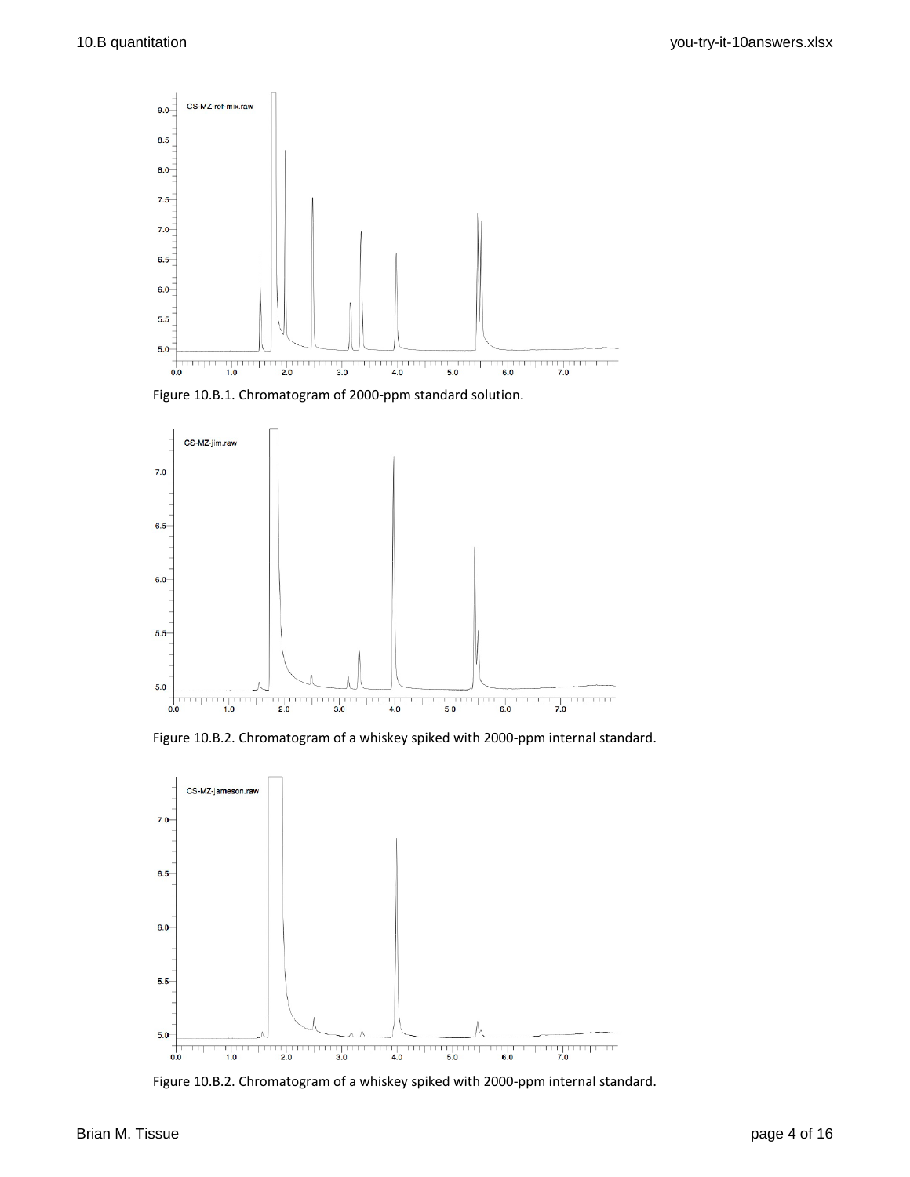Figure 10.B.1. Chromatogram of 2000-ppm standard solution.

Figure 10.B.2. Chromatogram of a whiskey spiked with 2000-ppm internal standard.

Figure 10.B.2. Chromatogram of a whiskey spiked with 2000-ppm internal standard.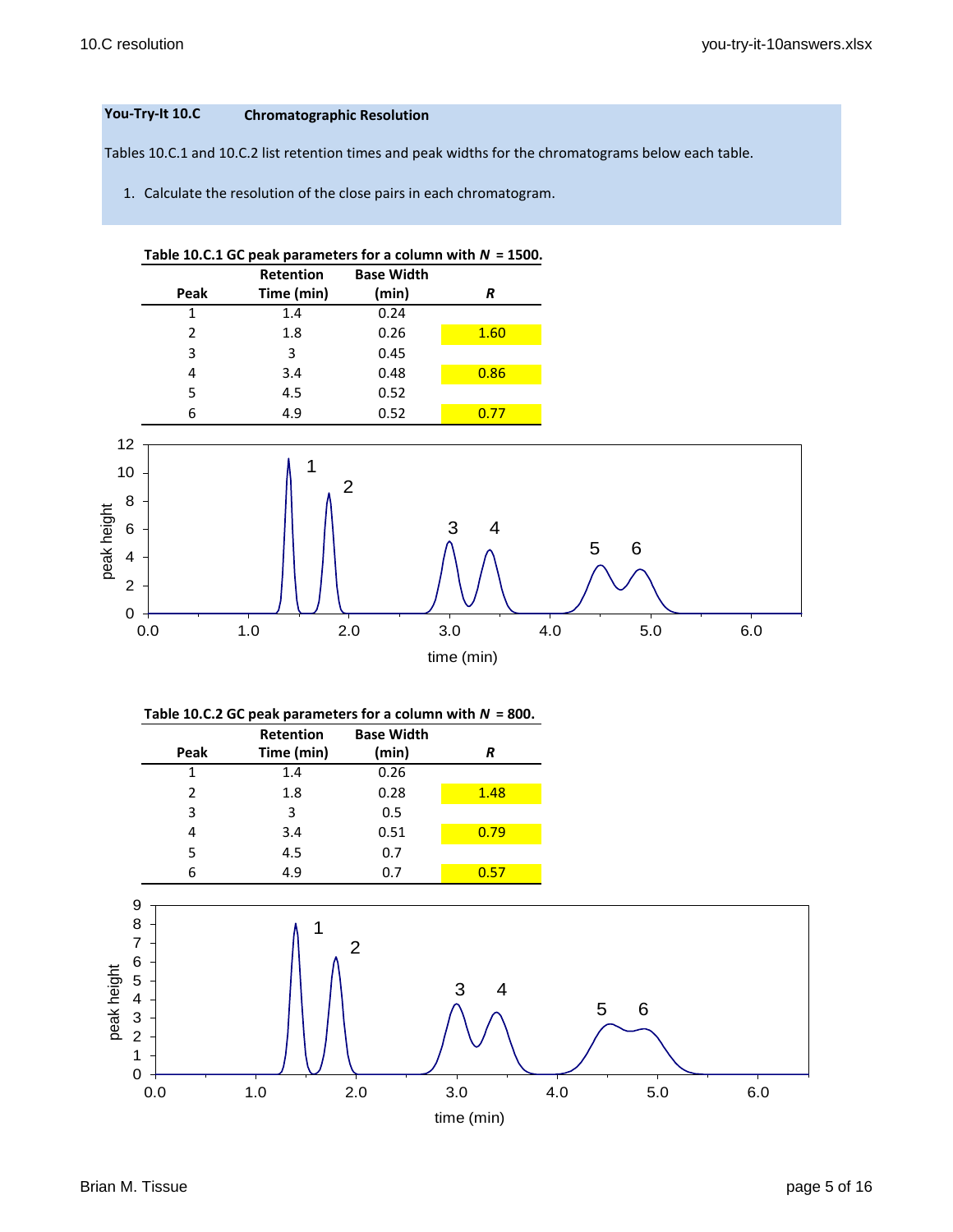## You-Try-It 10.C Chromatographic Resolution

Tables 10.C.1 and 10.C.2 list retention times and peak widths for the chromatograms below each table.

1. Calculate the resolution of the close pairs in each chromatogram.

**Table 10.C.1 GC peak parameters for a column with $N$ = 1500.**

| Peak | Retention Time (min) | Base Width (min) | $R$ |
|---|---|---|---|
| 1 | 1.4 | 0.24 | |
| 2 | 1.8 | 0.26 | 1.60 |
| 3 | 3 | 0.45 | |
| 4 | 3.4 | 0.48 | 0.86 |
| 5 | 4.5 | 0.52 | |
| 6 | 4.9 | 0.52 | 0.77 |

**Table 10.C.2 GC peak parameters for a column with $N$ = 800.**

| Peak | Retention Time (min) | Base Width (min) | $R$ |
|---|---|---|---|
| 1 | 1.4 | 0.26 | |
| 2 | 1.8 | 0.28 | 1.48 |
| 3 | 3 | 0.5 | |
| 4 | 3.4 | 0.51 | 0.79 |
| 5 | 4.5 | 0.7 | |
| 6 | 4.9 | 0.7 | 0.57 |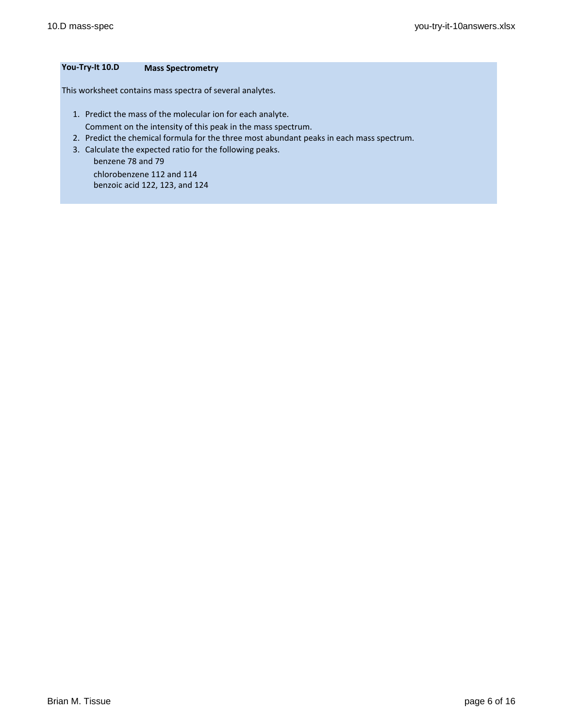**You-Try-It 10.D** **Mass Spectrometry**

This worksheet contains mass spectra of several analytes.

1. Predict the mass of the molecular ion for each analyte.
   Comment on the intensity of this peak in the mass spectrum.
2. Predict the chemical formula for the three most abundant peaks in each mass spectrum.
3. Calculate the expected ratio for the following peaks.
   - benzene 78 and 79
   - chlorobenzene 112 and 114
   - benzoic acid 122, 123, and 124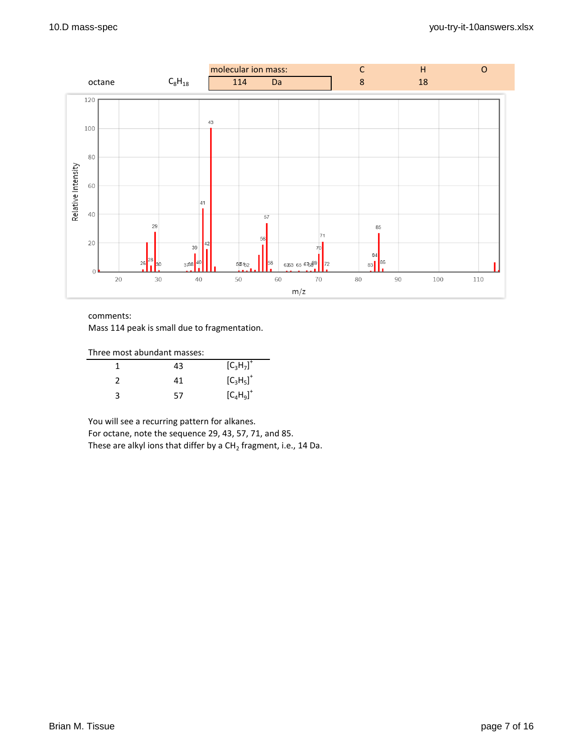| octane | $C_8H_{18}$ | molecular ion mass: | | C | H | O |
|---|---|---|---|---|---|---|
| | | 114 | Da | 8 | 18 | |

comments:
Mass 114 peak is small due to fragmentation.

Three most abundant masses:

| | | |
|---|---|---|
| 1 | 43 | $[C_3H_7]^+$ |
| 2 | 41 | $[C_3H_5]^+$ |
| 3 | 57 | $[C_4H_9]^+$ |

You will see a recurring pattern for alkanes.
For octane, note the sequence 29, 43, 57, 71, and 85.
These are alkyl ions that differ by a $CH_2$ fragment, i.e., 14 Da.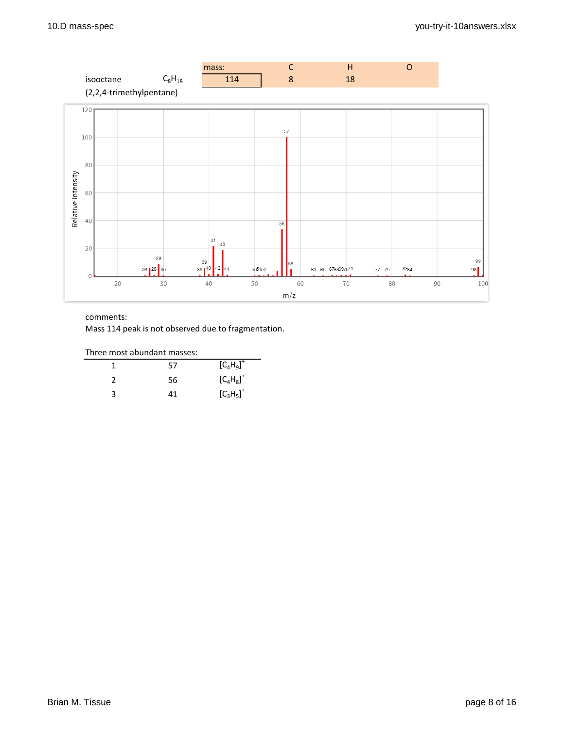| isooctane | $C_8H_{18}$ | mass: | C | H | O |
| --- | --- | --- | --- | --- | --- |
| (2,2,4-trimethylpentane) | | 114 | 8 | 18 | |

comments:
Mass 114 peak is not observed due to fragmentation.

Three most abundant masses:

| | | |
| --- | --- | --- |
| 1 | 57 | $[C_4H_9]^+$ |
| 2 | 56 | $[C_4H_8]^+$ |
| 3 | 41 | $[C_3H_5]^+$ |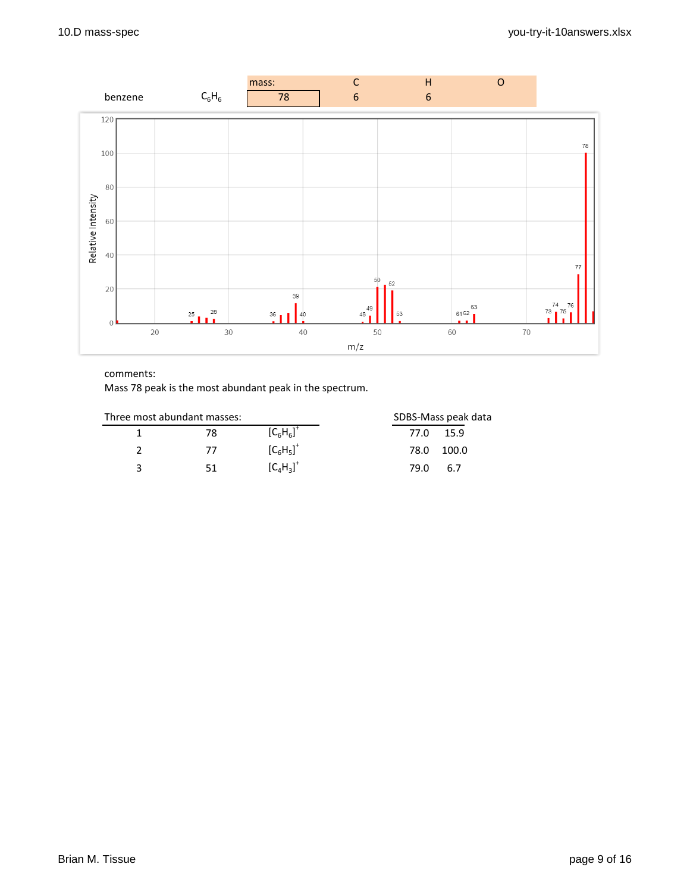| benzene | $C_6H_6$ | mass: | C | H | O |
|---|---|---|---|---|---|
| | | 78 | 6 | 6 | |

comments:
Mass 78 peak is the most abundant peak in the spectrum.

Three most abundant masses:

| | | |
|---|---|---|
| 1 | 78 | $[C_6H_6]^+$ |
| 2 | 77 | $[C_6H_5]^+$ |
| 3 | 51 | $[C_4H_3]^+$ |

SDBS-Mass peak data

| | |
|---|---|
| 77.0 | 15.9 |
| 78.0 | 100.0 |
| 79.0 | 6.7 |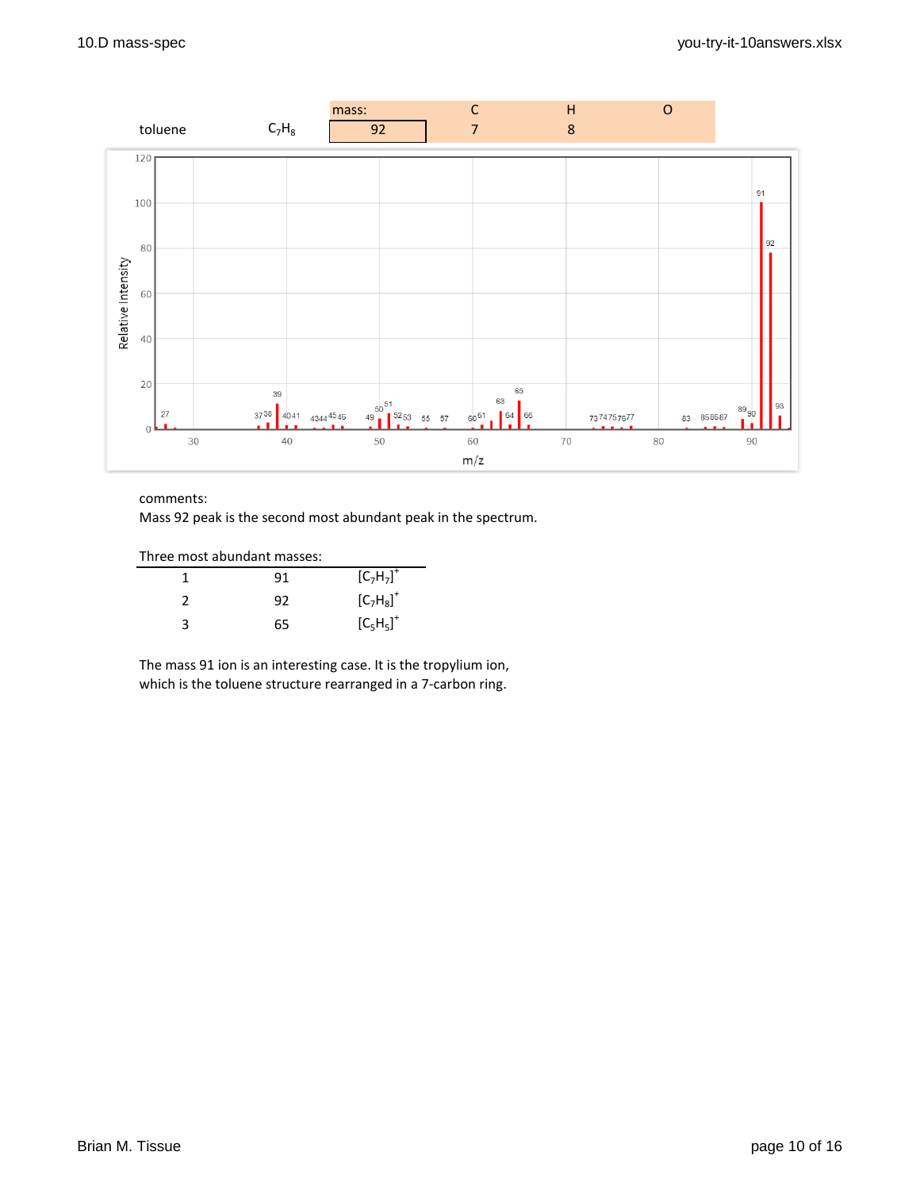| toluene | $C_7H_8$ | mass: | C | H | O |
|---|---|---|---|---|---|
| | | 92 | 7 | 8 | |

comments:
Mass 92 peak is the second most abundant peak in the spectrum.

Three most abundant masses:

| | | |
|---|---|---|
| 1 | 91 | $[C_7H_7]^+$ |
| 2 | 92 | $[C_7H_8]^+$ |
| 3 | 65 | $[C_5H_5]^+$ |

The mass 91 ion is an interesting case. It is the tropylium ion, which is the toluene structure rearranged in a 7-carbon ring.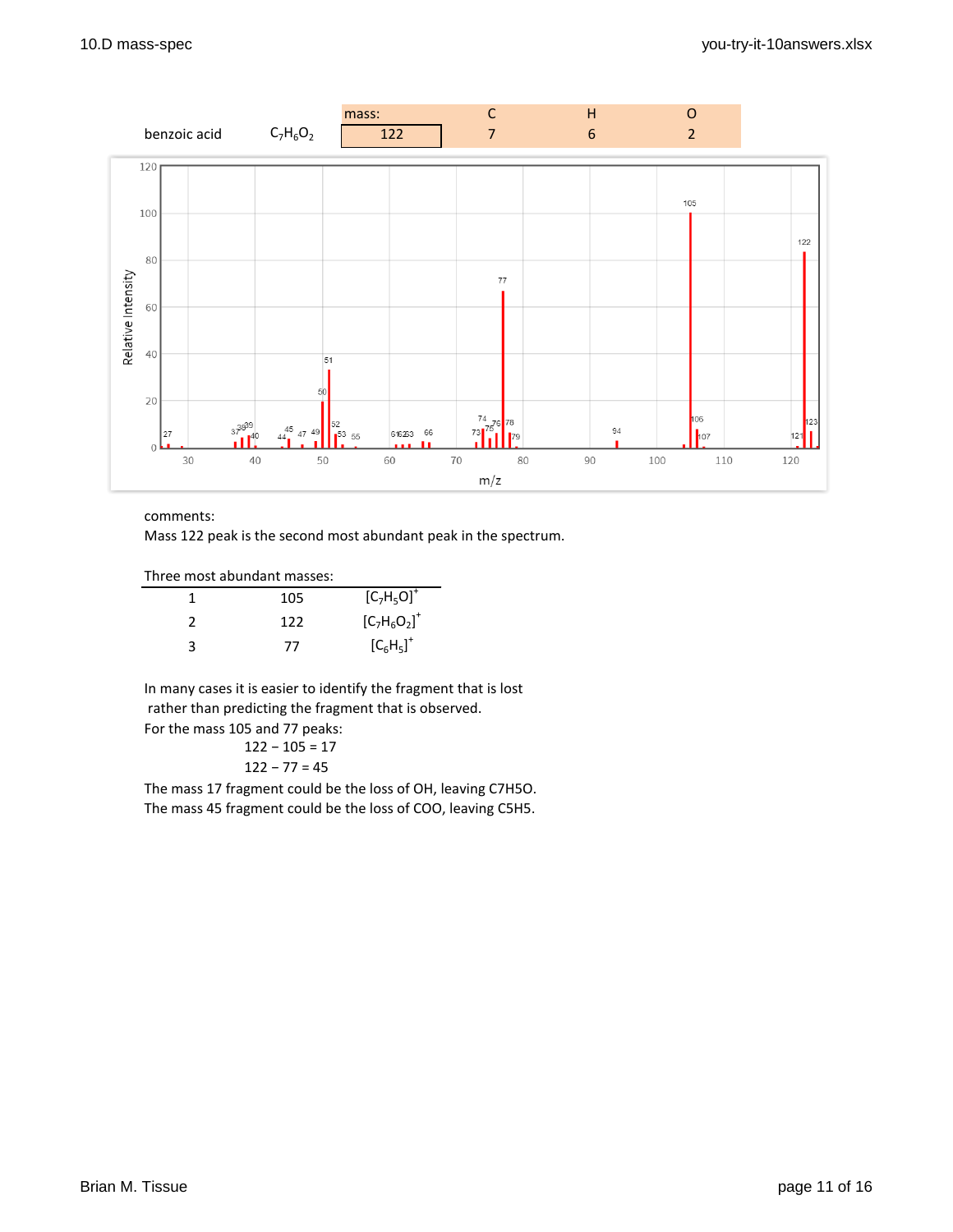| benzoic acid | $C_7H_6O_2$ | mass: | C | H | O |
|---|---|---|---|---|---|
| | | 122 | 7 | 6 | 2 |

comments:
Mass 122 peak is the second most abundant peak in the spectrum.

Three most abundant masses:

| | | |
|---|---|---|
| 1 | 105 | $[C_7H_5O]^+$ |
| 2 | 122 | $[C_7H_6O_2]^+$ |
| 3 | 77 | $[C_6H_5]^+$ |

In many cases it is easier to identify the fragment that is lost rather than predicting the fragment that is observed.

For the mass 105 and 77 peaks:

122 − 105 = 17

122 − 77 = 45

The mass 17 fragment could be the loss of OH, leaving C7H5O.
The mass 45 fragment could be the loss of COO, leaving C5H5.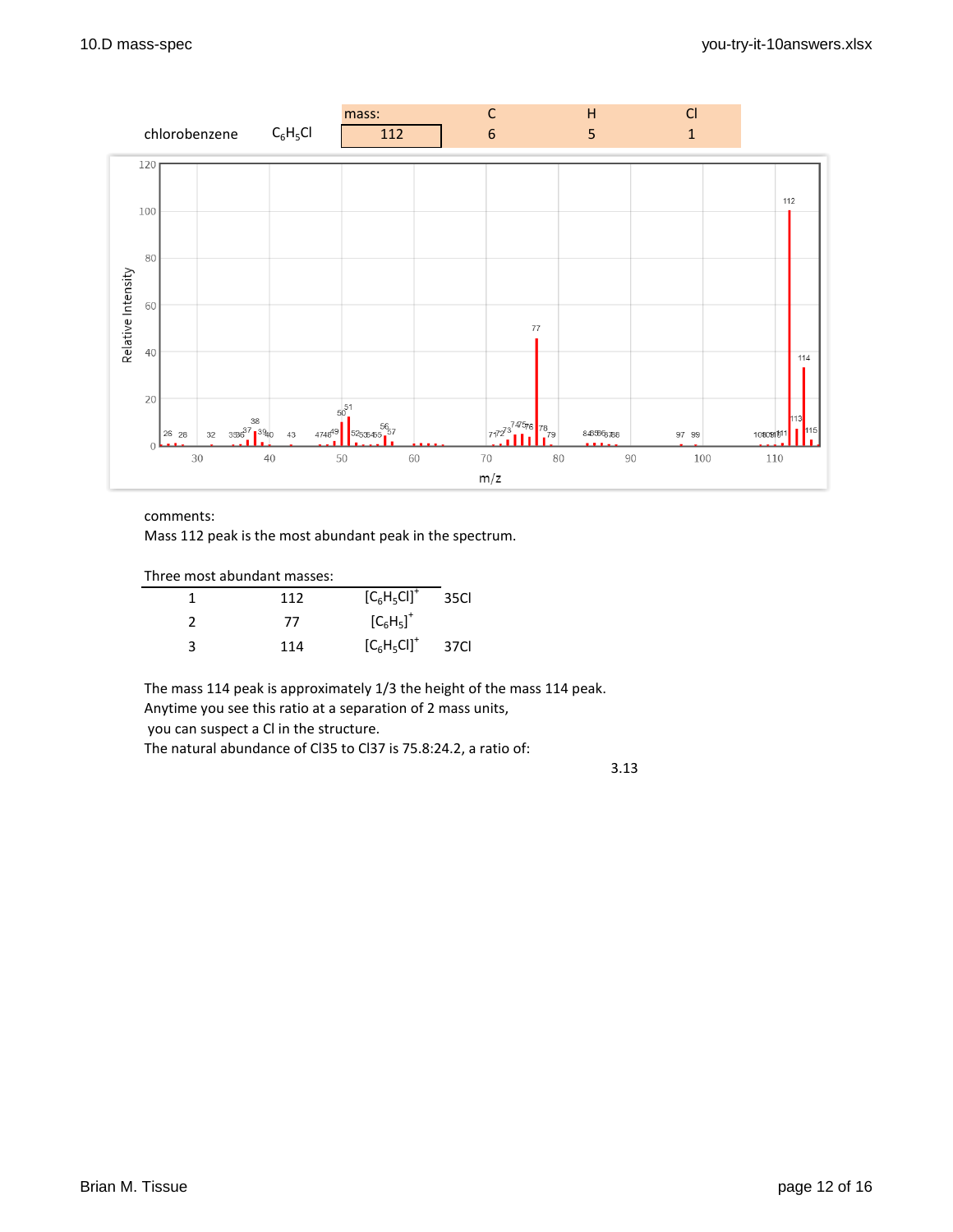| chlorobenzene | $C_6H_5Cl$ | mass: | C | H | Cl |
|---|---|---|---|---|---|
| | | 112 | 6 | 5 | 1 |

comments:
Mass 112 peak is the most abundant peak in the spectrum.

Three most abundant masses:

| | | | |
|---|---|---|---|
| 1 | 112 | $[C_6H_5Cl]^+$ | 35Cl |
| 2 | 77 | $[C_6H_5]^+$ | |
| 3 | 114 | $[C_6H_5Cl]^+$ | 37Cl |

The mass 114 peak is approximately 1/3 the height of the mass 114 peak.
Anytime you see this ratio at a separation of 2 mass units,
you can suspect a Cl in the structure.
The natural abundance of Cl35 to Cl37 is 75.8:24.2, a ratio of:

3.13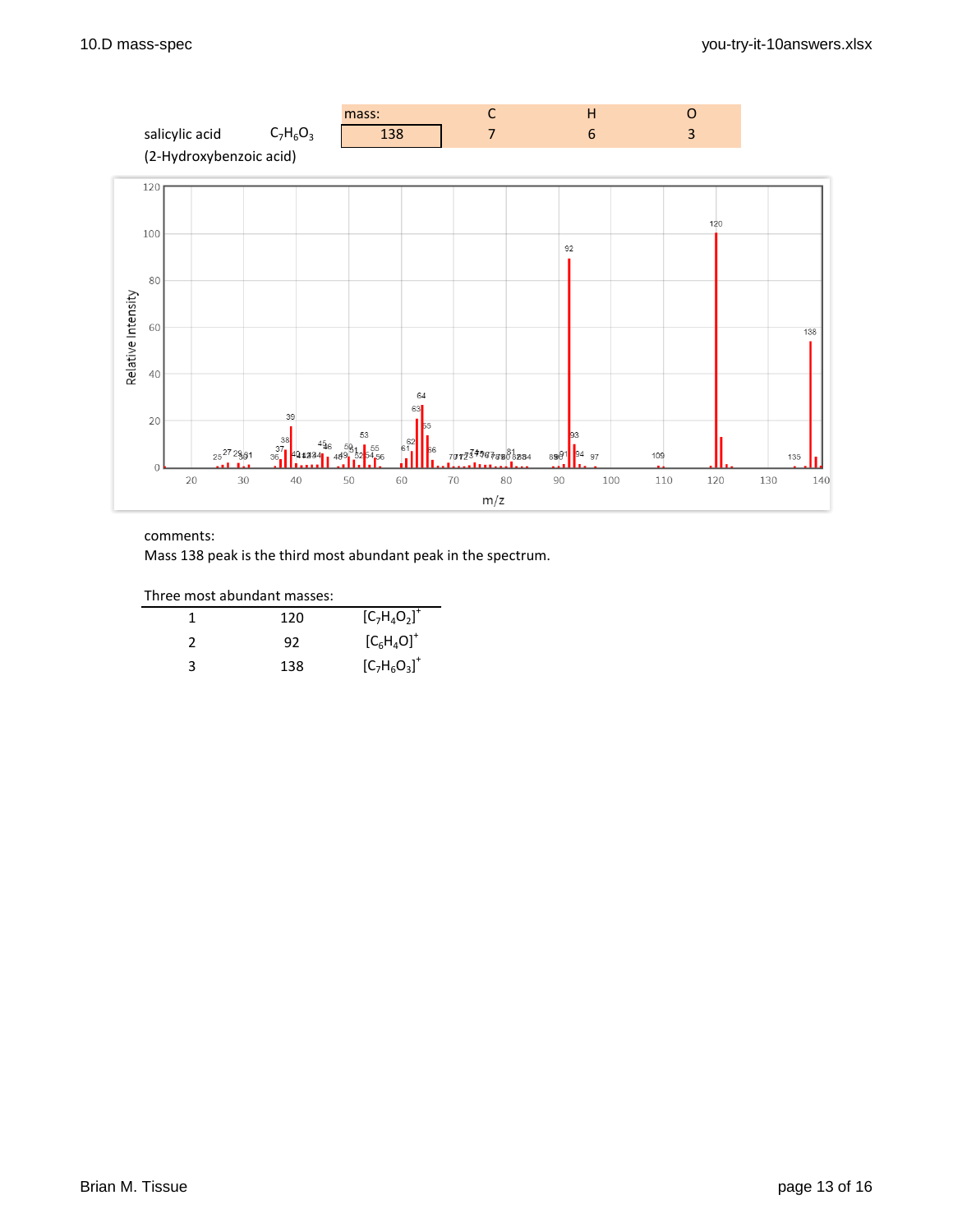| salicylic acid | $C_7H_6O_3$ | mass: | C | H | O |
|---|---|---|---|---|---|
| (2-Hydroxybenzoic acid) | | 138 | 7 | 6 | 3 |

comments:
Mass 138 peak is the third most abundant peak in the spectrum.

Three most abundant masses:

| | | |
|---|---|---|
| 1 | 120 | $[C_7H_4O_2]^+$ |
| 2 | 92 | $[C_6H_4O]^+$ |
| 3 | 138 | $[C_7H_6O_3]^+$ |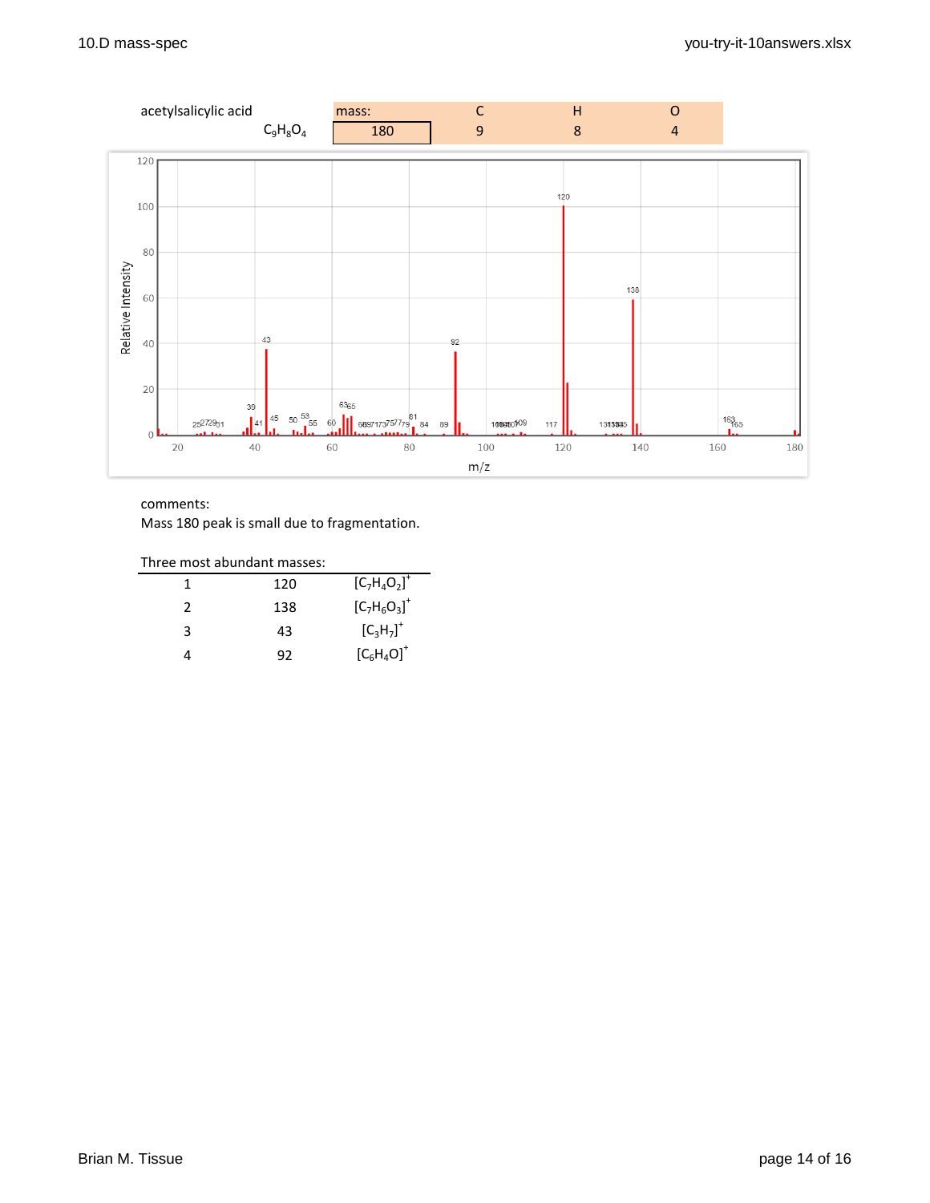| acetylsalicylic acid | mass: | C | H | O |
|---|---|---|---|---|
| $C_9H_8O_4$ | 180 | 9 | 8 | 4 |

comments:
Mass 180 peak is small due to fragmentation.

Three most abundant masses:

| | | |
|---|---|---|
| 1 | 120 | $[C_7H_4O_2]^+$ |
| 2 | 138 | $[C_7H_6O_3]^+$ |
| 3 | 43 | $[C_3H_7]^+$ |
| 4 | 92 | $[C_6H_4O]^+$ |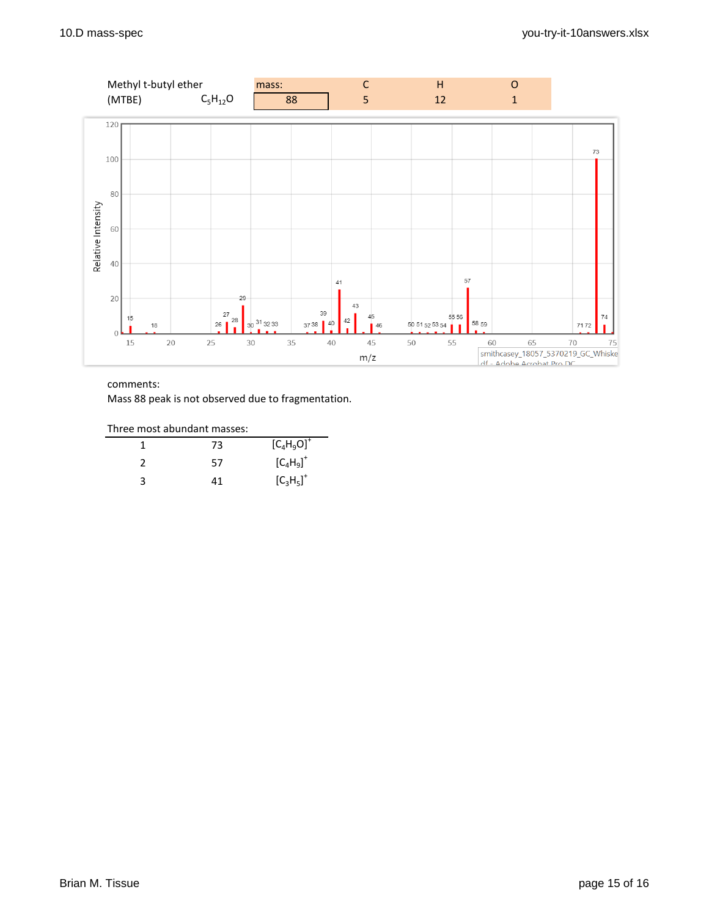| Methyl t-butyl ether (MTBE) | $C_5H_{12}O$ | mass: | C | H | O |
|---|---|---|---|---|---|
| | | 88 | 5 | 12 | 1 |

comments:
Mass 88 peak is not observed due to fragmentation.

Three most abundant masses:

| | | |
|---|---|---|
| 1 | 73 | $[C_4H_9O]^+$ |
| 2 | 57 | $[C_4H_9]^+$ |
| 3 | 41 | $[C_3H_5]^+$ |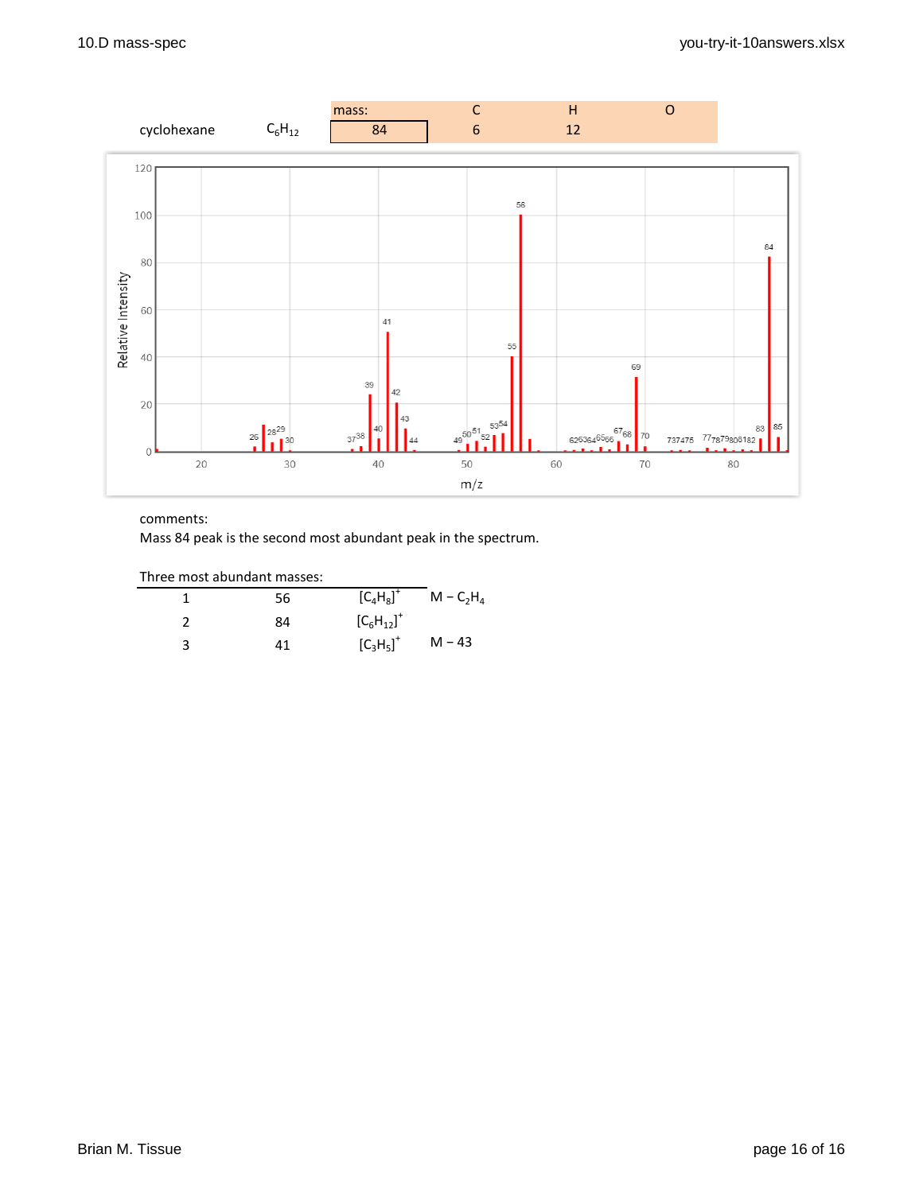| | | mass: | C | H | O |
|---|---|---|---|---|---|
| cyclohexane | $C_6H_{12}$ | 84 | 6 | 12 | |

120
100
80
60
40
20
0
Relative Intensity
20 30 40 50 60 70 80
m/z
26 28 29 30 37 38 39 40 41 42 43 44 49 50 51 52 53 54 55 56 62 63 64 65 66 67 68 69 70 73 74 75 77 78 79 80 81 82 83 84 85

comments:
Mass 84 peak is the second most abundant peak in the spectrum.

Three most abundant masses:

| | | | |
|---|---|---|---|
| 1 | 56 | $[C_4H_8]^+$ | $M - C_2H_4$ |
| 2 | 84 | $[C_6H_{12}]^+$ | |
| 3 | 41 | $[C_3H_5]^+$ | $M - 43$ |